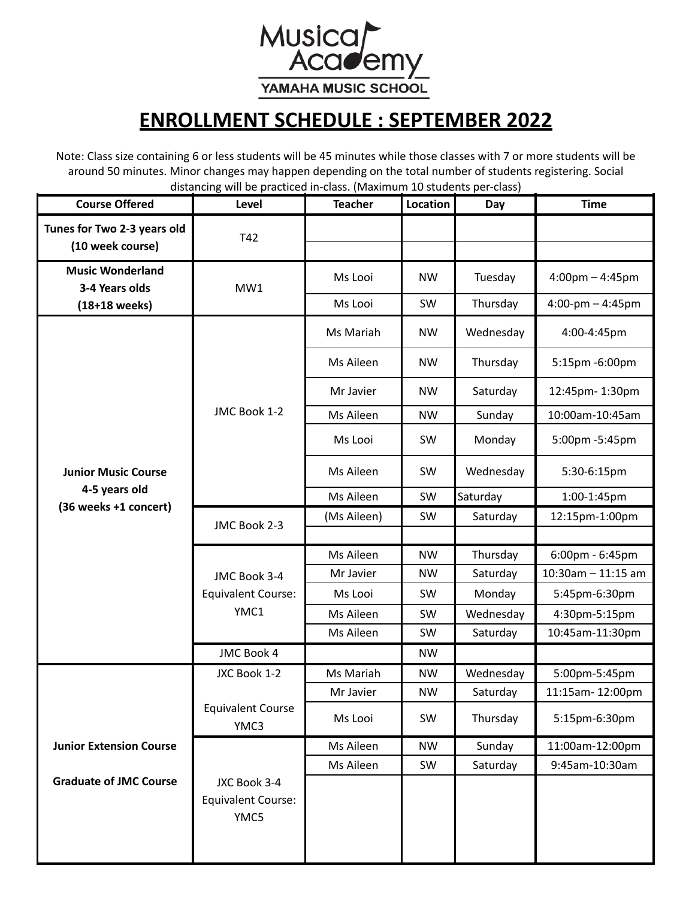Musical Academy
YAMAHA MUSIC SCHOOL

# ENROLLMENT SCHEDULE : SEPTEMBER 2022

Note: Class size containing 6 or less students will be 45 minutes while those classes with 7 or more students will be around 50 minutes. Minor changes may happen depending on the total number of students registering. Social distancing will be practiced in-class. (Maximum 10 students per-class)

| Course Offered | Level | Teacher | Location | Day | Time |
|---|---|---|---|---|---|
| **Tunes for Two 2-3 years old (10 week course)** | T42 | | | | |
| | | | | | |
| **Music Wonderland 3-4 Years olds (18+18 weeks)** | MW1 | Ms Looi | NW | Tuesday | 4:00pm – 4:45pm |
| | | Ms Looi | SW | Thursday | 4:00-pm – 4:45pm |
| **Junior Music Course 4-5 years old (36 weeks +1 concert)** | JMC Book 1-2 | Ms Mariah | NW | Wednesday | 4:00-4:45pm |
| | | Ms Aileen | NW | Thursday | 5:15pm -6:00pm |
| | | Mr Javier | NW | Saturday | 12:45pm- 1:30pm |
| | | Ms Aileen | NW | Sunday | 10:00am-10:45am |
| | | Ms Looi | SW | Monday | 5:00pm -5:45pm |
| | | Ms Aileen | SW | Wednesday | 5:30-6:15pm |
| | | Ms Aileen | SW | Saturday | 1:00-1:45pm |
| | JMC Book 2-3 | (Ms Aileen) | SW | Saturday | 12:15pm-1:00pm |
| | | | | | |
| | JMC Book 3-4 Equivalent Course: YMC1 | Ms Aileen | NW | Thursday | 6:00pm - 6:45pm |
| | | Mr Javier | NW | Saturday | 10:30am – 11:15 am |
| | | Ms Looi | SW | Monday | 5:45pm-6:30pm |
| | | Ms Aileen | SW | Wednesday | 4:30pm-5:15pm |
| | | Ms Aileen | SW | Saturday | 10:45am-11:30pm |
| | JMC Book 4 | | NW | | |
| **Junior Extension Course** **Graduate of JMC Course** | JXC Book 1-2 Equivalent Course YMC3 | Ms Mariah | NW | Wednesday | 5:00pm-5:45pm |
| | | Mr Javier | NW | Saturday | 11:15am- 12:00pm |
| | | Ms Looi | SW | Thursday | 5:15pm-6:30pm |
| | JXC Book 3-4 Equivalent Course: YMC5 | Ms Aileen | NW | Sunday | 11:00am-12:00pm |
| | | Ms Aileen | SW | Saturday | 9:45am-10:30am |
| | | | | | |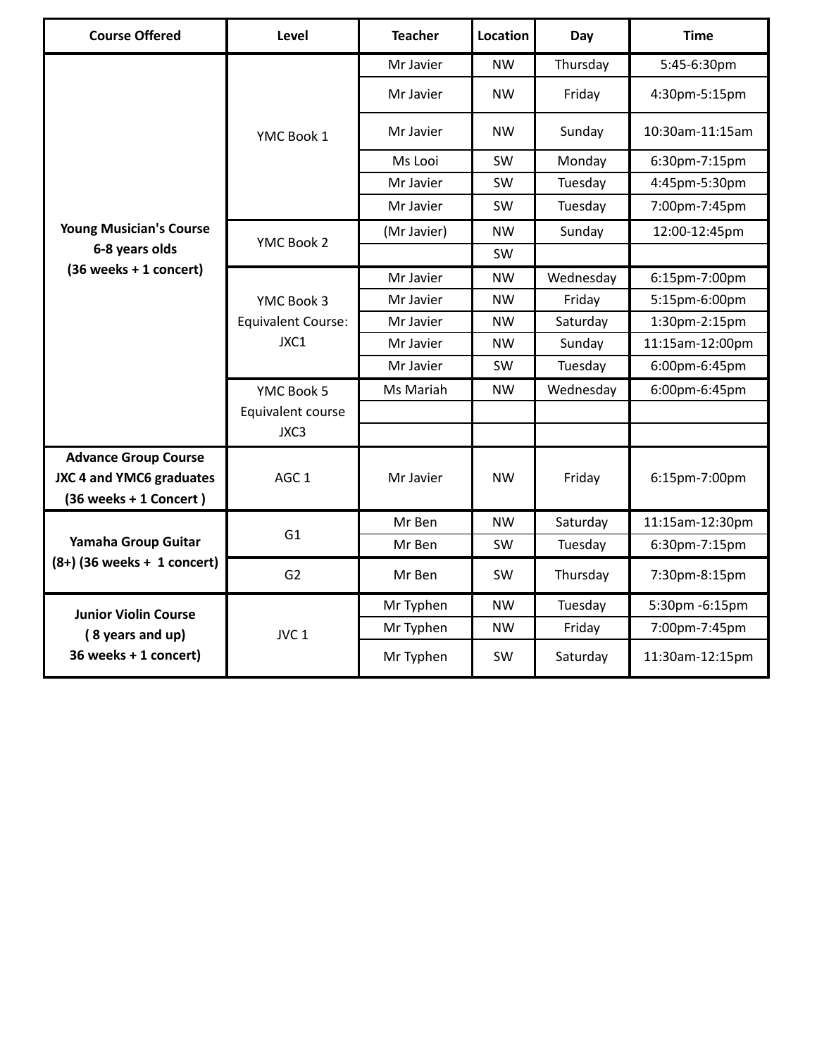| Course Offered | Level | Teacher | Location | Day | Time |
|---|---|---|---|---|---|
| **Young Musician's Course 6-8 years olds (36 weeks + 1 concert)** | YMC Book 1 | Mr Javier | NW | Thursday | 5:45-6:30pm |
| | | Mr Javier | NW | Friday | 4:30pm-5:15pm |
| | | Mr Javier | NW | Sunday | 10:30am-11:15am |
| | | Ms Looi | SW | Monday | 6:30pm-7:15pm |
| | | Mr Javier | SW | Tuesday | 4:45pm-5:30pm |
| | | Mr Javier | SW | Tuesday | 7:00pm-7:45pm |
| | YMC Book 2 | (Mr Javier) | NW | Sunday | 12:00-12:45pm |
| | | | SW | | |
| | YMC Book 3 Equivalent Course: JXC1 | Mr Javier | NW | Wednesday | 6:15pm-7:00pm |
| | | Mr Javier | NW | Friday | 5:15pm-6:00pm |
| | | Mr Javier | NW | Saturday | 1:30pm-2:15pm |
| | | Mr Javier | NW | Sunday | 11:15am-12:00pm |
| | | Mr Javier | SW | Tuesday | 6:00pm-6:45pm |
| | YMC Book 5 Equivalent course JXC3 | Ms Mariah | NW | Wednesday | 6:00pm-6:45pm |
| | | | | | |
| | | | | | |
| **Advance Group Course JXC 4 and YMC6 graduates (36 weeks + 1 Concert )** | AGC 1 | Mr Javier | NW | Friday | 6:15pm-7:00pm |
| **Yamaha Group Guitar (8+) (36 weeks + 1 concert)** | G1 | Mr Ben | NW | Saturday | 11:15am-12:30pm |
| | | Mr Ben | SW | Tuesday | 6:30pm-7:15pm |
| | G2 | Mr Ben | SW | Thursday | 7:30pm-8:15pm |
| **Junior Violin Course ( 8 years and up) 36 weeks + 1 concert)** | JVC 1 | Mr Typhen | NW | Tuesday | 5:30pm -6:15pm |
| | | Mr Typhen | NW | Friday | 7:00pm-7:45pm |
| | | Mr Typhen | SW | Saturday | 11:30am-12:15pm |